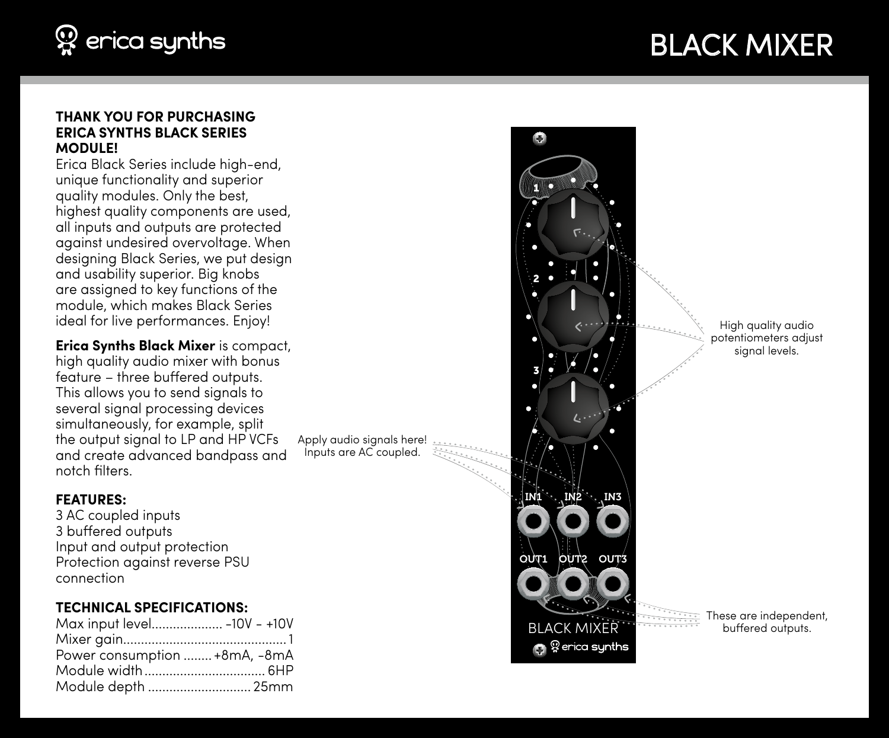# erica synths

# BLACK MIXER

**THANK YOU FOR PURCHASING ERICA SYNTHS BLACK SERIES MODULE!**

Erica Black Series include high-end, unique functionality and superior quality modules. Only the best, highest quality components are used, all inputs and outputs are protected against undesired overvoltage. When designing Black Series, we put design and usability superior. Big knobs are assigned to key functions of the module, which makes Black Series ideal for live performances. Enjoy!

**Erica Synths Black Mixer** is compact, high quality audio mixer with bonus feature – three buffered outputs. This allows you to send signals to several signal processing devices simultaneously, for example, split the output signal to LP and HP VCFs and create advanced bandpass and notch filters.

**FEATURES:**

3 AC coupled inputs
3 buffered outputs
Input and output protection
Protection against reverse PSU connection

**TECHNICAL SPECIFICATIONS:**

| | |
|---|---|
| Max input level | -10V - +10V |
| Mixer gain | 1 |
| Power consumption | +8mA, -8mA |
| Module width | 6HP |
| Module depth | 25mm |

High quality audio potentiometers adjust signal levels.

Apply audio signals here! Inputs are AC coupled.

These are independent, buffered outputs.

1 2 3

IN1 IN2 IN3

OUT1 OUT2 OUT3

BLACK MIXER

erica synths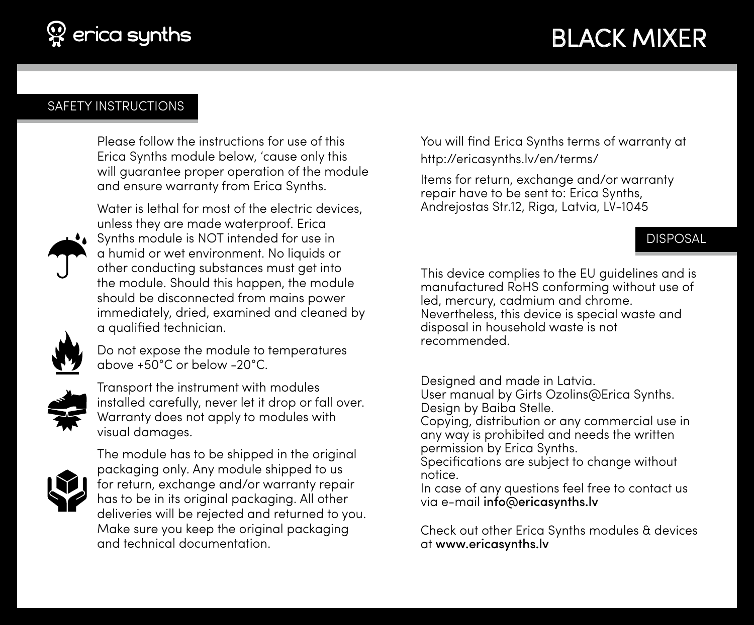## SAFETY INSTRUCTIONS

Please follow the instructions for use of this Erica Synths module below, 'cause only this will guarantee proper operation of the module and ensure warranty from Erica Synths.

Water is lethal for most of the electric devices, unless they are made waterproof. Erica Synths module is NOT intended for use in a humid or wet environment. No liquids or other conducting substances must get into the module. Should this happen, the module should be disconnected from mains power immediately, dried, examined and cleaned by a qualified technician.

Do not expose the module to temperatures above +50°C or below -20°C.

Transport the instrument with modules installed carefully, never let it drop or fall over. Warranty does not apply to modules with visual damages.

The module has to be shipped in the original packaging only. Any module shipped to us for return, exchange and/or warranty repair has to be in its original packaging. All other deliveries will be rejected and returned to you. Make sure you keep the original packaging and technical documentation.

You will find Erica Synths terms of warranty at http://ericasynths.lv/en/terms/

Items for return, exchange and/or warranty repair have to be sent to: Erica Synths, Andrejostas Str.12, Riga, Latvia, LV-1045

## DISPOSAL

This device complies to the EU guidelines and is manufactured RoHS conforming without use of led, mercury, cadmium and chrome. Nevertheless, this device is special waste and disposal in household waste is not recommended.

Designed and made in Latvia.
User manual by Girts Ozolins@Erica Synths.
Design by Baiba Stelle.
Copying, distribution or any commercial use in any way is prohibited and needs the written permission by Erica Synths.
Specifications are subject to change without notice.
In case of any questions feel free to contact us via e-mail **info@ericasynths.lv**

Check out other Erica Synths modules & devices at **www.ericasynths.lv**